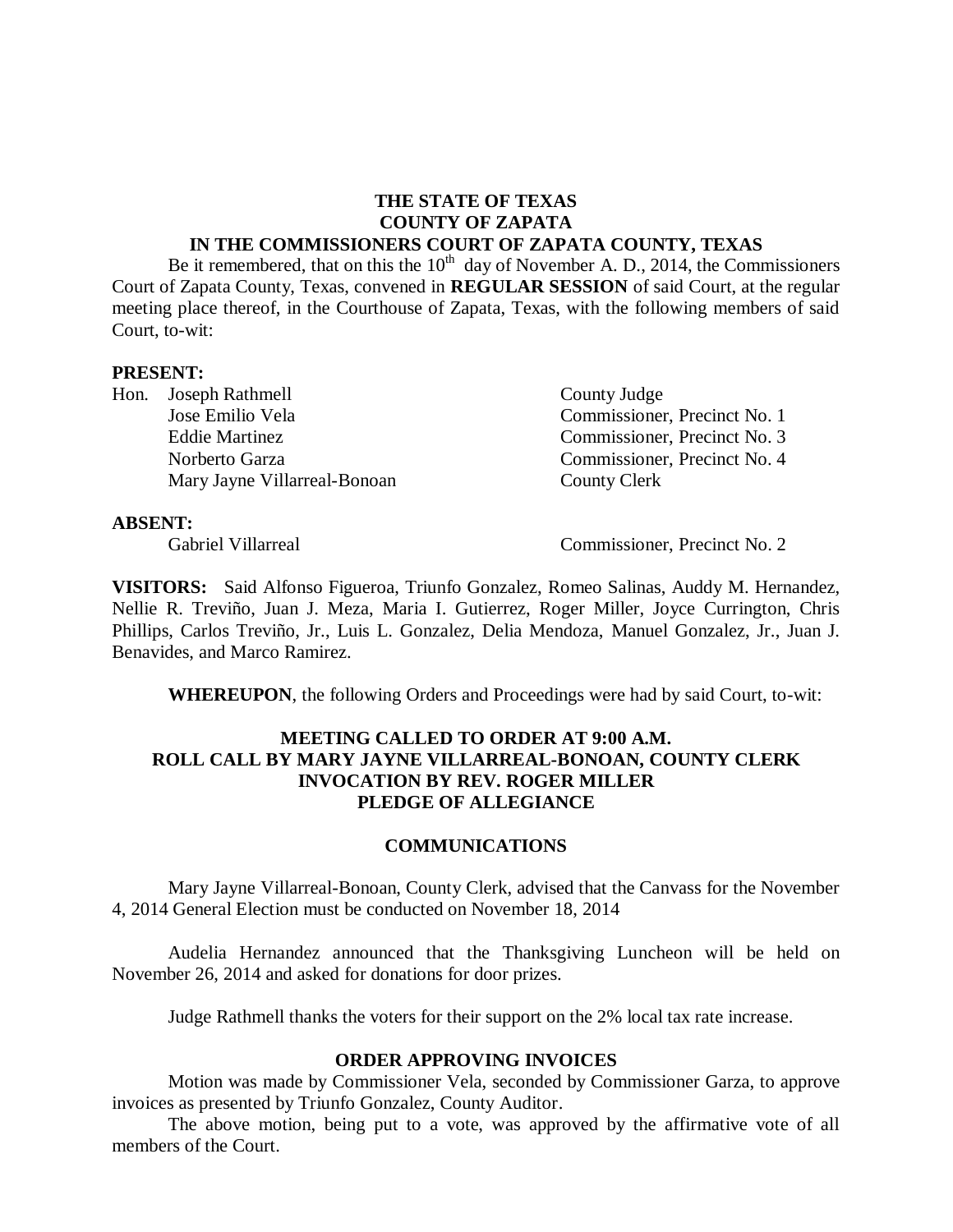**THE STATE OF TEXAS**
**COUNTY OF ZAPATA**
**IN THE COMMISSIONERS COURT OF ZAPATA COUNTY, TEXAS**

Be it remembered, that on this the 10th day of November A. D., 2014, the Commissioners Court of Zapata County, Texas, convened in **REGULAR SESSION** of said Court, at the regular meeting place thereof, in the Courthouse of Zapata, Texas, with the following members of said Court, to-wit:

**PRESENT:**

| | |
|---|---|
| Hon. Joseph Rathmell | County Judge |
| Jose Emilio Vela | Commissioner, Precinct No. 1 |
| Eddie Martinez | Commissioner, Precinct No. 3 |
| Norberto Garza | Commissioner, Precinct No. 4 |
| Mary Jayne Villarreal-Bonoan | County Clerk |

**ABSENT:**

| | |
|---|---|
| Gabriel Villarreal | Commissioner, Precinct No. 2 |

**VISITORS:** Said Alfonso Figueroa, Triunfo Gonzalez, Romeo Salinas, Auddy M. Hernandez, Nellie R. Treviño, Juan J. Meza, Maria I. Gutierrez, Roger Miller, Joyce Currington, Chris Phillips, Carlos Treviño, Jr., Luis L. Gonzalez, Delia Mendoza, Manuel Gonzalez, Jr., Juan J. Benavides, and Marco Ramirez.

**WHEREUPON**, the following Orders and Proceedings were had by said Court, to-wit:

**MEETING CALLED TO ORDER AT 9:00 A.M.**
**ROLL CALL BY MARY JAYNE VILLARREAL-BONOAN, COUNTY CLERK**
**INVOCATION BY REV. ROGER MILLER**
**PLEDGE OF ALLEGIANCE**

## COMMUNICATIONS

Mary Jayne Villarreal-Bonoan, County Clerk, advised that the Canvass for the November 4, 2014 General Election must be conducted on November 18, 2014

Audelia Hernandez announced that the Thanksgiving Luncheon will be held on November 26, 2014 and asked for donations for door prizes.

Judge Rathmell thanks the voters for their support on the 2% local tax rate increase.

## ORDER APPROVING INVOICES

Motion was made by Commissioner Vela, seconded by Commissioner Garza, to approve invoices as presented by Triunfo Gonzalez, County Auditor.

The above motion, being put to a vote, was approved by the affirmative vote of all members of the Court.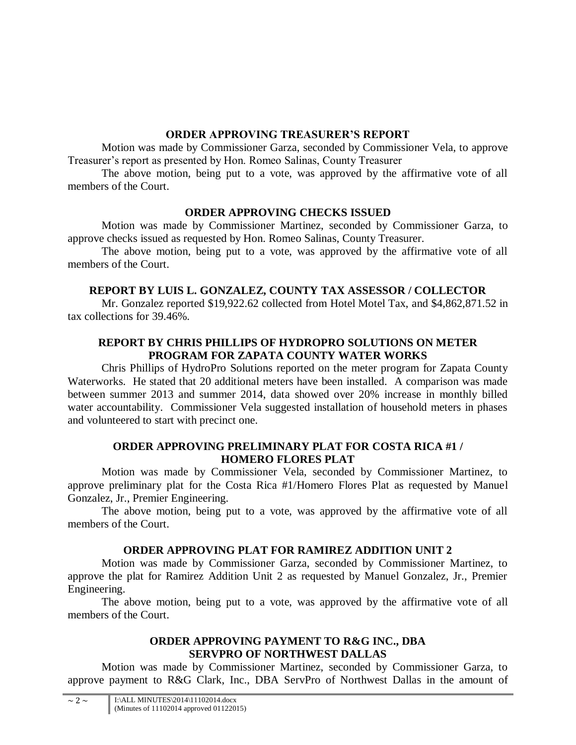### ORDER APPROVING TREASURER'S REPORT

Motion was made by Commissioner Garza, seconded by Commissioner Vela, to approve Treasurer's report as presented by Hon. Romeo Salinas, County Treasurer

The above motion, being put to a vote, was approved by the affirmative vote of all members of the Court.

### ORDER APPROVING CHECKS ISSUED

Motion was made by Commissioner Martinez, seconded by Commissioner Garza, to approve checks issued as requested by Hon. Romeo Salinas, County Treasurer.

The above motion, being put to a vote, was approved by the affirmative vote of all members of the Court.

### REPORT BY LUIS L. GONZALEZ, COUNTY TAX ASSESSOR / COLLECTOR

Mr. Gonzalez reported $19,922.62 collected from Hotel Motel Tax, and $4,862,871.52 in tax collections for 39.46%.

### REPORT BY CHRIS PHILLIPS OF HYDROPRO SOLUTIONS ON METER PROGRAM FOR ZAPATA COUNTY WATER WORKS

Chris Phillips of HydroPro Solutions reported on the meter program for Zapata County Waterworks. He stated that 20 additional meters have been installed. A comparison was made between summer 2013 and summer 2014, data showed over 20% increase in monthly billed water accountability. Commissioner Vela suggested installation of household meters in phases and volunteered to start with precinct one.

### ORDER APPROVING PRELIMINARY PLAT FOR COSTA RICA #1 / HOMERO FLORES PLAT

Motion was made by Commissioner Vela, seconded by Commissioner Martinez, to approve preliminary plat for the Costa Rica #1/Homero Flores Plat as requested by Manuel Gonzalez, Jr., Premier Engineering.

The above motion, being put to a vote, was approved by the affirmative vote of all members of the Court.

### ORDER APPROVING PLAT FOR RAMIREZ ADDITION UNIT 2

Motion was made by Commissioner Garza, seconded by Commissioner Martinez, to approve the plat for Ramirez Addition Unit 2 as requested by Manuel Gonzalez, Jr., Premier Engineering.

The above motion, being put to a vote, was approved by the affirmative vote of all members of the Court.

### ORDER APPROVING PAYMENT TO R&G INC., DBA SERVPRO OF NORTHWEST DALLAS

Motion was made by Commissioner Martinez, seconded by Commissioner Garza, to approve payment to R&G Clark, Inc., DBA ServPro of Northwest Dallas in the amount of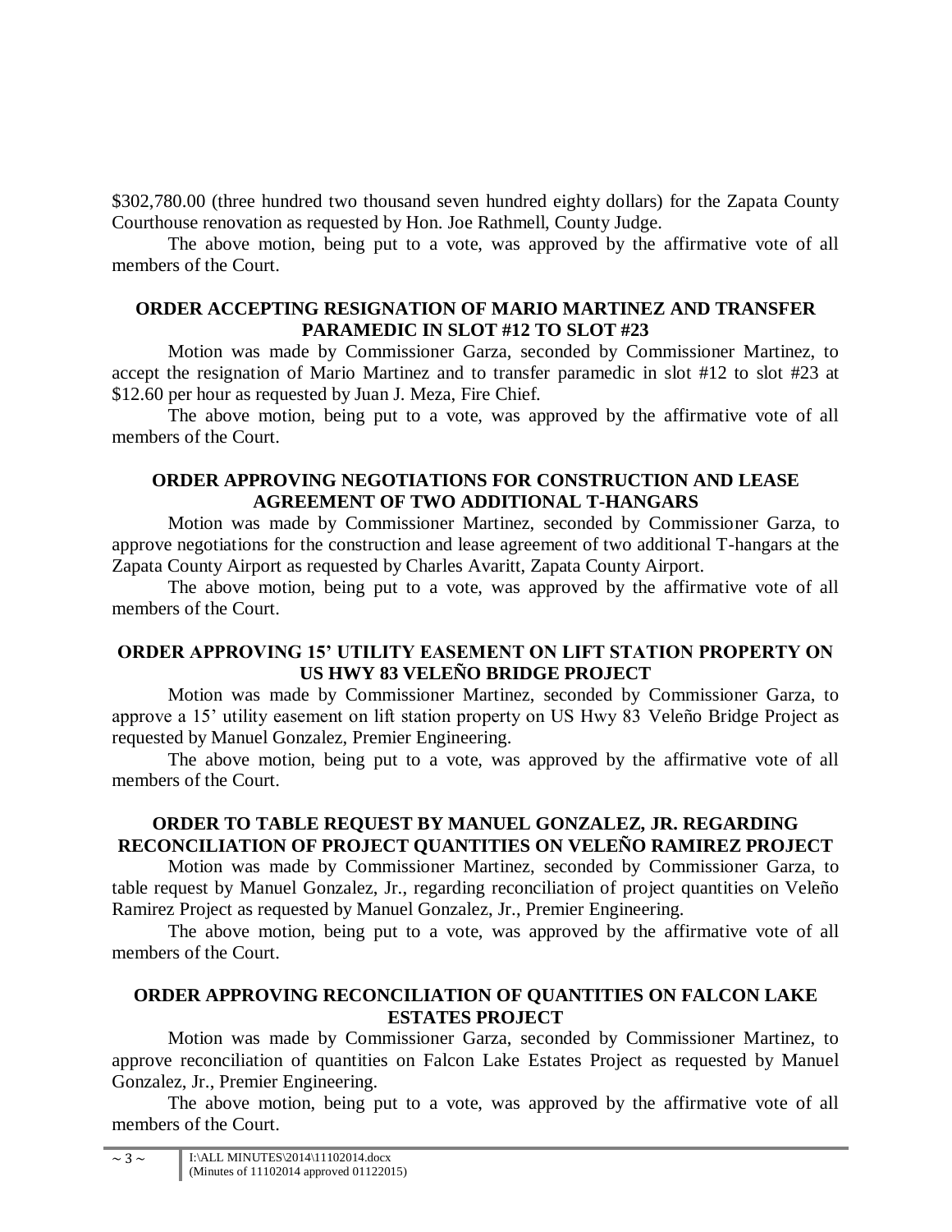$302,780.00 (three hundred two thousand seven hundred eighty dollars) for the Zapata County Courthouse renovation as requested by Hon. Joe Rathmell, County Judge.

The above motion, being put to a vote, was approved by the affirmative vote of all members of the Court.

**ORDER ACCEPTING RESIGNATION OF MARIO MARTINEZ AND TRANSFER PARAMEDIC IN SLOT #12 TO SLOT #23**

Motion was made by Commissioner Garza, seconded by Commissioner Martinez, to accept the resignation of Mario Martinez and to transfer paramedic in slot #12 to slot #23 at $12.60 per hour as requested by Juan J. Meza, Fire Chief.

The above motion, being put to a vote, was approved by the affirmative vote of all members of the Court.

**ORDER APPROVING NEGOTIATIONS FOR CONSTRUCTION AND LEASE AGREEMENT OF TWO ADDITIONAL T-HANGARS**

Motion was made by Commissioner Martinez, seconded by Commissioner Garza, to approve negotiations for the construction and lease agreement of two additional T-hangars at the Zapata County Airport as requested by Charles Avaritt, Zapata County Airport.

The above motion, being put to a vote, was approved by the affirmative vote of all members of the Court.

**ORDER APPROVING 15' UTILITY EASEMENT ON LIFT STATION PROPERTY ON US HWY 83 VELEÑO BRIDGE PROJECT**

Motion was made by Commissioner Martinez, seconded by Commissioner Garza, to approve a 15' utility easement on lift station property on US Hwy 83 Veleño Bridge Project as requested by Manuel Gonzalez, Premier Engineering.

The above motion, being put to a vote, was approved by the affirmative vote of all members of the Court.

**ORDER TO TABLE REQUEST BY MANUEL GONZALEZ, JR. REGARDING RECONCILIATION OF PROJECT QUANTITIES ON VELEÑO RAMIREZ PROJECT**

Motion was made by Commissioner Martinez, seconded by Commissioner Garza, to table request by Manuel Gonzalez, Jr., regarding reconciliation of project quantities on Veleño Ramirez Project as requested by Manuel Gonzalez, Jr., Premier Engineering.

The above motion, being put to a vote, was approved by the affirmative vote of all members of the Court.

**ORDER APPROVING RECONCILIATION OF QUANTITIES ON FALCON LAKE ESTATES PROJECT**

Motion was made by Commissioner Garza, seconded by Commissioner Martinez, to approve reconciliation of quantities on Falcon Lake Estates Project as requested by Manuel Gonzalez, Jr., Premier Engineering.

The above motion, being put to a vote, was approved by the affirmative vote of all members of the Court.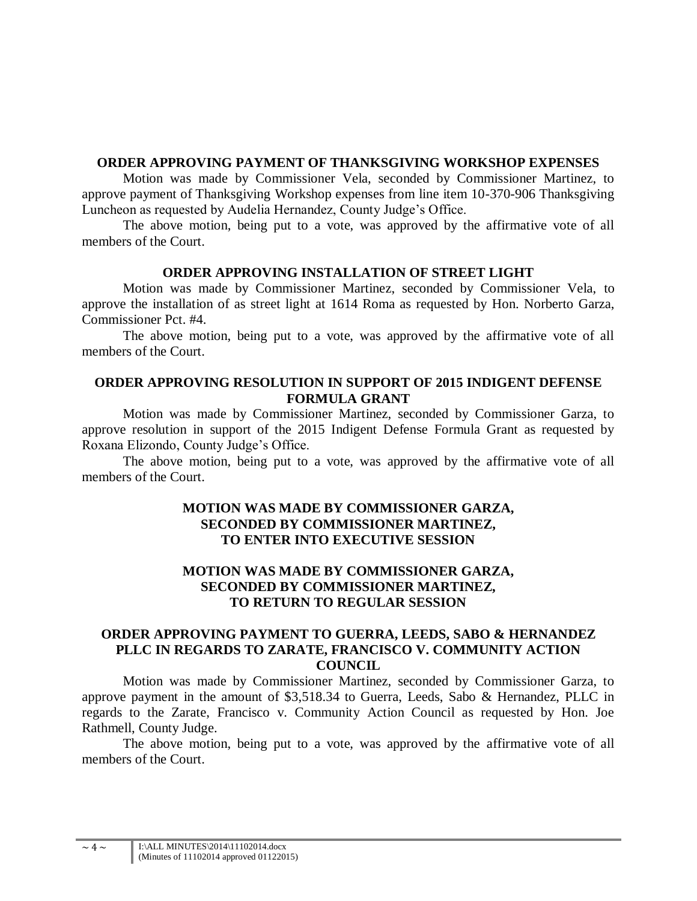**ORDER APPROVING PAYMENT OF THANKSGIVING WORKSHOP EXPENSES**

Motion was made by Commissioner Vela, seconded by Commissioner Martinez, to approve payment of Thanksgiving Workshop expenses from line item 10-370-906 Thanksgiving Luncheon as requested by Audelia Hernandez, County Judge's Office.

The above motion, being put to a vote, was approved by the affirmative vote of all members of the Court.

**ORDER APPROVING INSTALLATION OF STREET LIGHT**

Motion was made by Commissioner Martinez, seconded by Commissioner Vela, to approve the installation of as street light at 1614 Roma as requested by Hon. Norberto Garza, Commissioner Pct. #4.

The above motion, being put to a vote, was approved by the affirmative vote of all members of the Court.

**ORDER APPROVING RESOLUTION IN SUPPORT OF 2015 INDIGENT DEFENSE FORMULA GRANT**

Motion was made by Commissioner Martinez, seconded by Commissioner Garza, to approve resolution in support of the 2015 Indigent Defense Formula Grant as requested by Roxana Elizondo, County Judge's Office.

The above motion, being put to a vote, was approved by the affirmative vote of all members of the Court.

**MOTION WAS MADE BY COMMISSIONER GARZA, SECONDED BY COMMISSIONER MARTINEZ, TO ENTER INTO EXECUTIVE SESSION**

**MOTION WAS MADE BY COMMISSIONER GARZA, SECONDED BY COMMISSIONER MARTINEZ, TO RETURN TO REGULAR SESSION**

**ORDER APPROVING PAYMENT TO GUERRA, LEEDS, SABO & HERNANDEZ PLLC IN REGARDS TO ZARATE, FRANCISCO V. COMMUNITY ACTION COUNCIL**

Motion was made by Commissioner Martinez, seconded by Commissioner Garza, to approve payment in the amount of $3,518.34 to Guerra, Leeds, Sabo & Hernandez, PLLC in regards to the Zarate, Francisco v. Community Action Council as requested by Hon. Joe Rathmell, County Judge.

The above motion, being put to a vote, was approved by the affirmative vote of all members of the Court.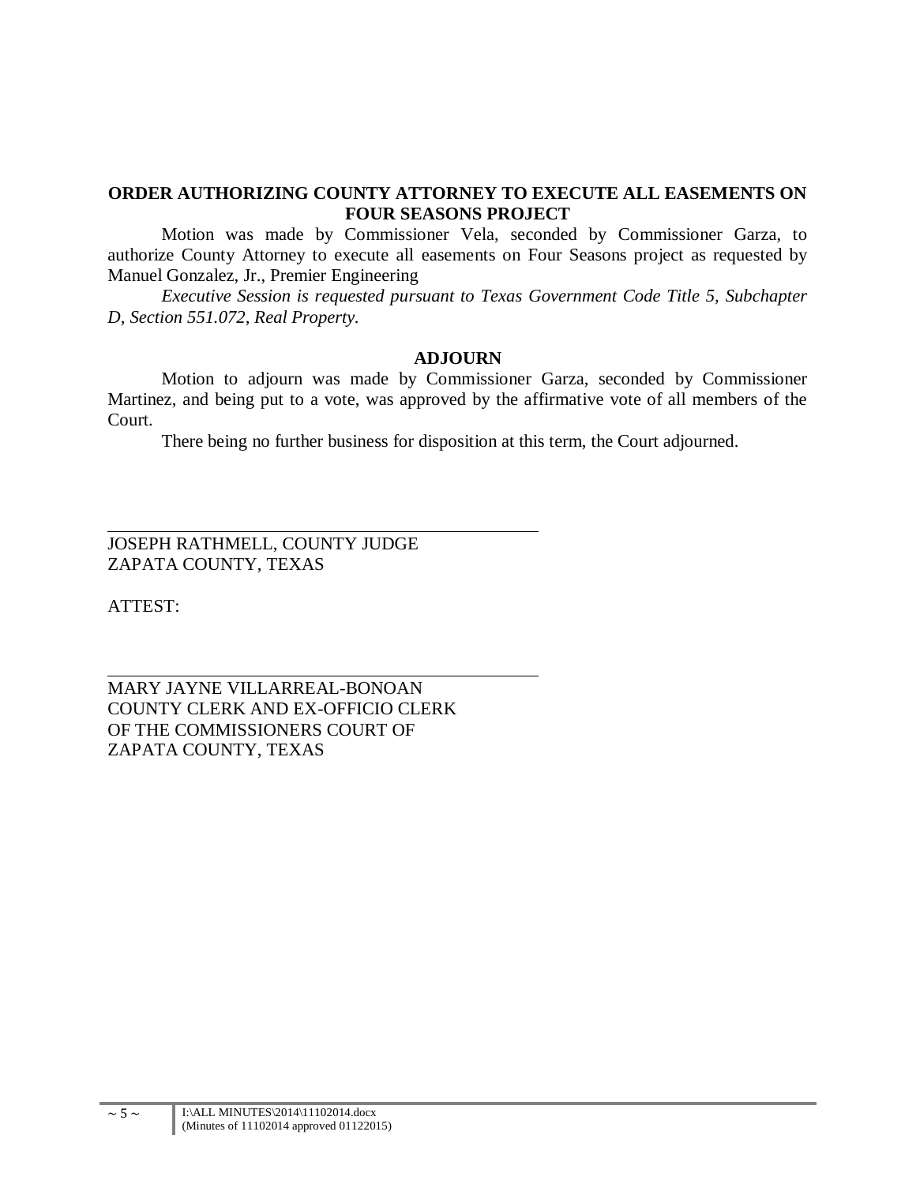**ORDER AUTHORIZING COUNTY ATTORNEY TO EXECUTE ALL EASEMENTS ON FOUR SEASONS PROJECT**

Motion was made by Commissioner Vela, seconded by Commissioner Garza, to authorize County Attorney to execute all easements on Four Seasons project as requested by Manuel Gonzalez, Jr., Premier Engineering

*Executive Session is requested pursuant to Texas Government Code Title 5, Subchapter D, Section 551.072, Real Property.*

**ADJOURN**

Motion to adjourn was made by Commissioner Garza, seconded by Commissioner Martinez, and being put to a vote, was approved by the affirmative vote of all members of the Court.

There being no further business for disposition at this term, the Court adjourned.

\_\_\_\_\_\_\_\_\_\_\_\_\_\_\_\_\_\_\_\_\_\_\_\_\_\_\_\_\_\_\_\_\_\_\_\_\_\_\_\_

JOSEPH RATHMELL, COUNTY JUDGE
ZAPATA COUNTY, TEXAS

ATTEST:

\_\_\_\_\_\_\_\_\_\_\_\_\_\_\_\_\_\_\_\_\_\_\_\_\_\_\_\_\_\_\_\_\_\_\_\_\_\_\_\_

MARY JAYNE VILLARREAL-BONOAN
COUNTY CLERK AND EX-OFFICIO CLERK
OF THE COMMISSIONERS COURT OF
ZAPATA COUNTY, TEXAS

I:\ALL MINUTES\2014\11102014.docx
(Minutes of 11102014 approved 01122015)